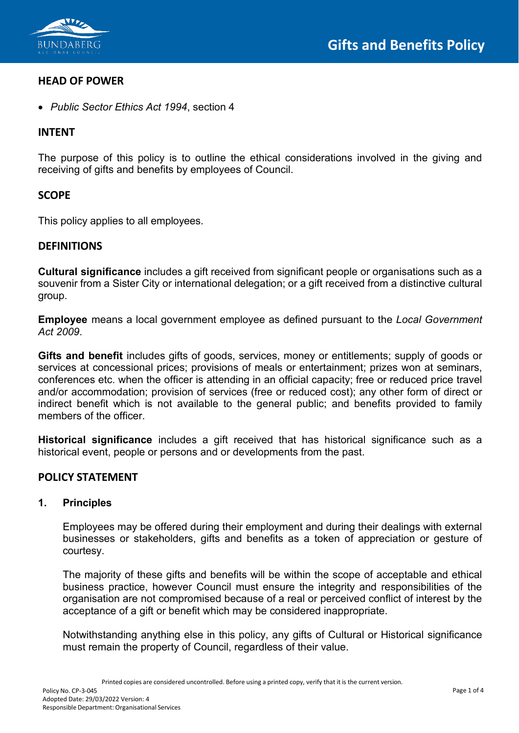# Gifts and Benefits Policy

## HEAD OF POWER

- *Public Sector Ethics Act 1994*, section 4

## INTENT

The purpose of this policy is to outline the ethical considerations involved in the giving and receiving of gifts and benefits by employees of Council.

## SCOPE

This policy applies to all employees.

## DEFINITIONS

**Cultural significance** includes a gift received from significant people or organisations such as a souvenir from a Sister City or international delegation; or a gift received from a distinctive cultural group.

**Employee** means a local government employee as defined pursuant to the *Local Government Act 2009*.

**Gifts and benefit** includes gifts of goods, services, money or entitlements; supply of goods or services at concessional prices; provisions of meals or entertainment; prizes won at seminars, conferences etc. when the officer is attending in an official capacity; free or reduced price travel and/or accommodation; provision of services (free or reduced cost); any other form of direct or indirect benefit which is not available to the general public; and benefits provided to family members of the officer.

**Historical significance** includes a gift received that has historical significance such as a historical event, people or persons and or developments from the past.

## POLICY STATEMENT

### 1. Principles

Employees may be offered during their employment and during their dealings with external businesses or stakeholders, gifts and benefits as a token of appreciation or gesture of courtesy.

The majority of these gifts and benefits will be within the scope of acceptable and ethical business practice, however Council must ensure the integrity and responsibilities of the organisation are not compromised because of a real or perceived conflict of interest by the acceptance of a gift or benefit which may be considered inappropriate.

Notwithstanding anything else in this policy, any gifts of Cultural or Historical significance must remain the property of Council, regardless of their value.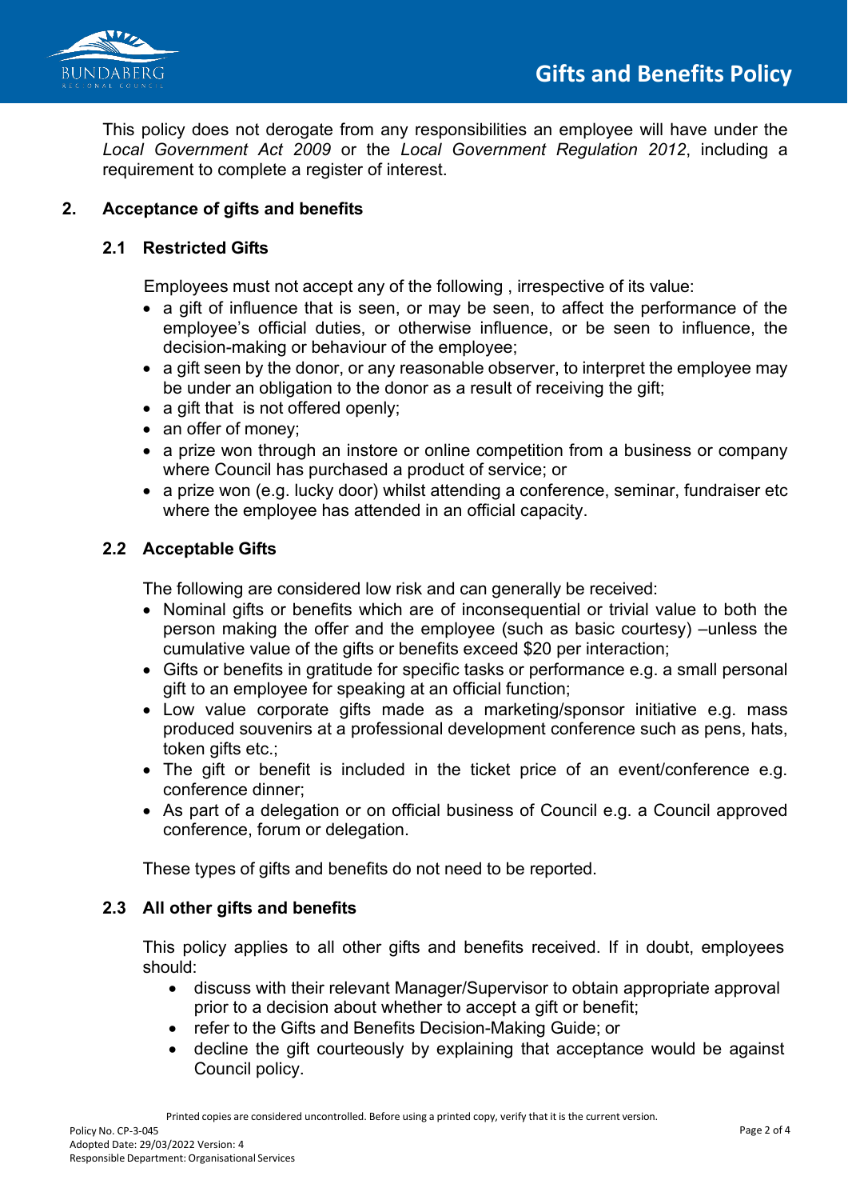This policy does not derogate from any responsibilities an employee will have under the *Local Government Act 2009* or the *Local Government Regulation 2012*, including a requirement to complete a register of interest.

## 2. Acceptance of gifts and benefits

### 2.1 Restricted Gifts

Employees must not accept any of the following , irrespective of its value:

- a gift of influence that is seen, or may be seen, to affect the performance of the employee's official duties, or otherwise influence, or be seen to influence, the decision-making or behaviour of the employee;
- a gift seen by the donor, or any reasonable observer, to interpret the employee may be under an obligation to the donor as a result of receiving the gift;
- a gift that is not offered openly;
- an offer of money;
- a prize won through an instore or online competition from a business or company where Council has purchased a product of service; or
- a prize won (e.g. lucky door) whilst attending a conference, seminar, fundraiser etc where the employee has attended in an official capacity.

### 2.2 Acceptable Gifts

The following are considered low risk and can generally be received:

- Nominal gifts or benefits which are of inconsequential or trivial value to both the person making the offer and the employee (such as basic courtesy) –unless the cumulative value of the gifts or benefits exceed $20 per interaction;
- Gifts or benefits in gratitude for specific tasks or performance e.g. a small personal gift to an employee for speaking at an official function;
- Low value corporate gifts made as a marketing/sponsor initiative e.g. mass produced souvenirs at a professional development conference such as pens, hats, token gifts etc.;
- The gift or benefit is included in the ticket price of an event/conference e.g. conference dinner;
- As part of a delegation or on official business of Council e.g. a Council approved conference, forum or delegation.

These types of gifts and benefits do not need to be reported.

### 2.3 All other gifts and benefits

This policy applies to all other gifts and benefits received. If in doubt, employees should:

- discuss with their relevant Manager/Supervisor to obtain appropriate approval prior to a decision about whether to accept a gift or benefit;
- refer to the Gifts and Benefits Decision-Making Guide; or
- decline the gift courteously by explaining that acceptance would be against Council policy.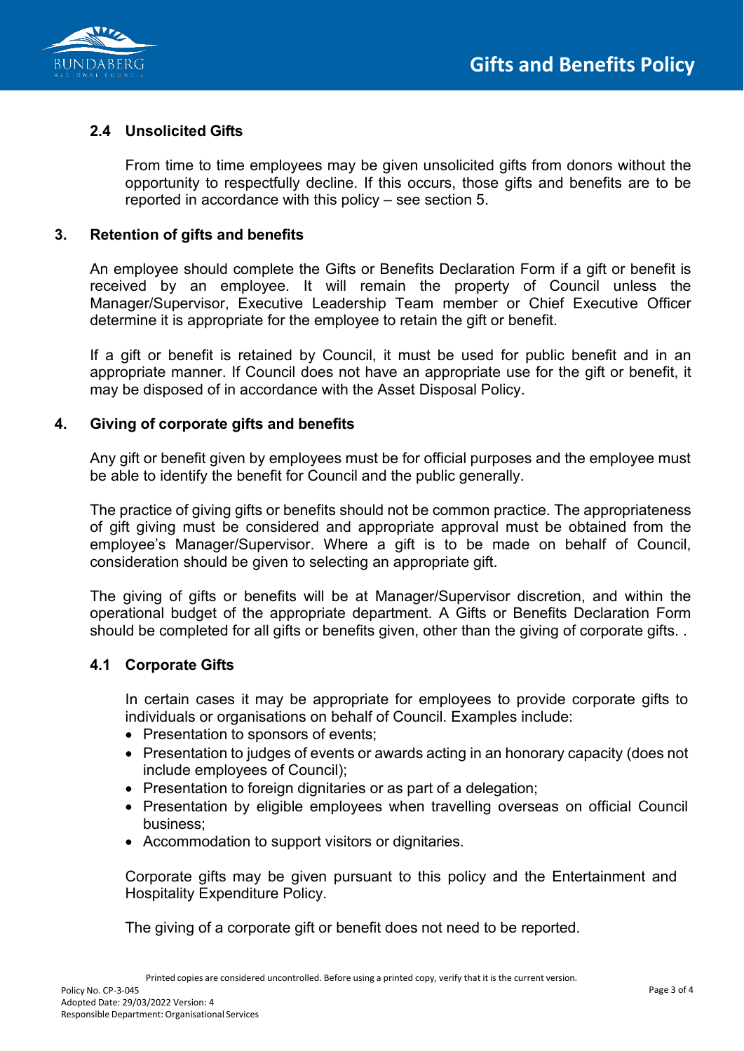### 2.4 Unsolicited Gifts

From time to time employees may be given unsolicited gifts from donors without the opportunity to respectfully decline. If this occurs, those gifts and benefits are to be reported in accordance with this policy – see section 5.

## 3. Retention of gifts and benefits

An employee should complete the Gifts or Benefits Declaration Form if a gift or benefit is received by an employee. It will remain the property of Council unless the Manager/Supervisor, Executive Leadership Team member or Chief Executive Officer determine it is appropriate for the employee to retain the gift or benefit.

If a gift or benefit is retained by Council, it must be used for public benefit and in an appropriate manner. If Council does not have an appropriate use for the gift or benefit, it may be disposed of in accordance with the Asset Disposal Policy.

## 4. Giving of corporate gifts and benefits

Any gift or benefit given by employees must be for official purposes and the employee must be able to identify the benefit for Council and the public generally.

The practice of giving gifts or benefits should not be common practice. The appropriateness of gift giving must be considered and appropriate approval must be obtained from the employee's Manager/Supervisor. Where a gift is to be made on behalf of Council, consideration should be given to selecting an appropriate gift.

The giving of gifts or benefits will be at Manager/Supervisor discretion, and within the operational budget of the appropriate department. A Gifts or Benefits Declaration Form should be completed for all gifts or benefits given, other than the giving of corporate gifts. .

### 4.1 Corporate Gifts

In certain cases it may be appropriate for employees to provide corporate gifts to individuals or organisations on behalf of Council. Examples include:

- Presentation to sponsors of events;
- Presentation to judges of events or awards acting in an honorary capacity (does not include employees of Council);
- Presentation to foreign dignitaries or as part of a delegation;
- Presentation by eligible employees when travelling overseas on official Council business;
- Accommodation to support visitors or dignitaries.

Corporate gifts may be given pursuant to this policy and the Entertainment and Hospitality Expenditure Policy.

The giving of a corporate gift or benefit does not need to be reported.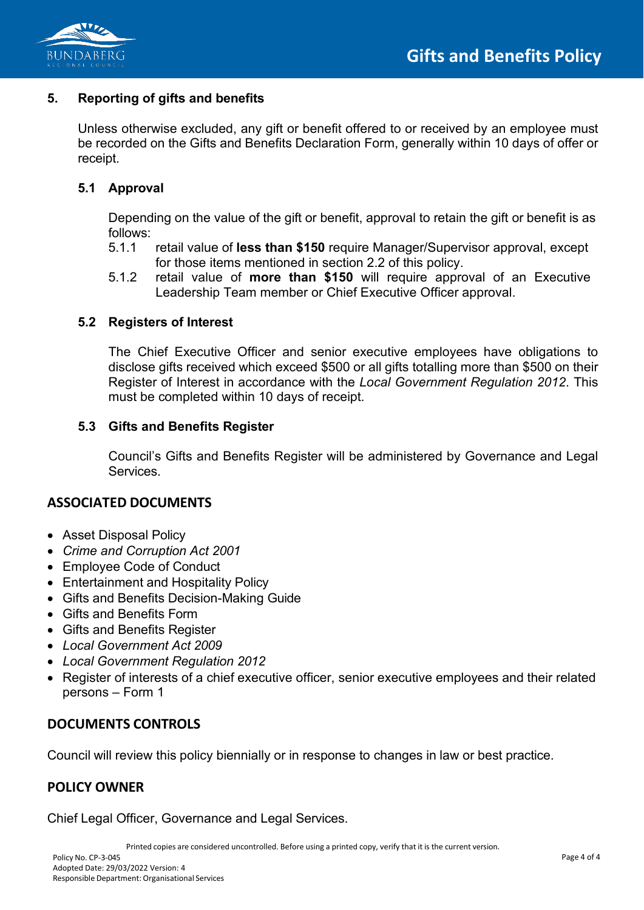## 5. Reporting of gifts and benefits

Unless otherwise excluded, any gift or benefit offered to or received by an employee must be recorded on the Gifts and Benefits Declaration Form, generally within 10 days of offer or receipt.

### 5.1 Approval

Depending on the value of the gift or benefit, approval to retain the gift or benefit is as follows:

5.1.1 retail value of **less than $150** require Manager/Supervisor approval, except for those items mentioned in section 2.2 of this policy.

5.1.2 retail value of **more than $150** will require approval of an Executive Leadership Team member or Chief Executive Officer approval.

### 5.2 Registers of Interest

The Chief Executive Officer and senior executive employees have obligations to disclose gifts received which exceed $500 or all gifts totalling more than $500 on their Register of Interest in accordance with the *Local Government Regulation 2012*. This must be completed within 10 days of receipt.

### 5.3 Gifts and Benefits Register

Council's Gifts and Benefits Register will be administered by Governance and Legal Services.

## ASSOCIATED DOCUMENTS

- Asset Disposal Policy
- *Crime and Corruption Act 2001*
- Employee Code of Conduct
- Entertainment and Hospitality Policy
- Gifts and Benefits Decision-Making Guide
- Gifts and Benefits Form
- Gifts and Benefits Register
- *Local Government Act 2009*
- *Local Government Regulation 2012*
- Register of interests of a chief executive officer, senior executive employees and their related persons – Form 1

## DOCUMENTS CONTROLS

Council will review this policy biennially or in response to changes in law or best practice.

## POLICY OWNER

Chief Legal Officer, Governance and Legal Services.